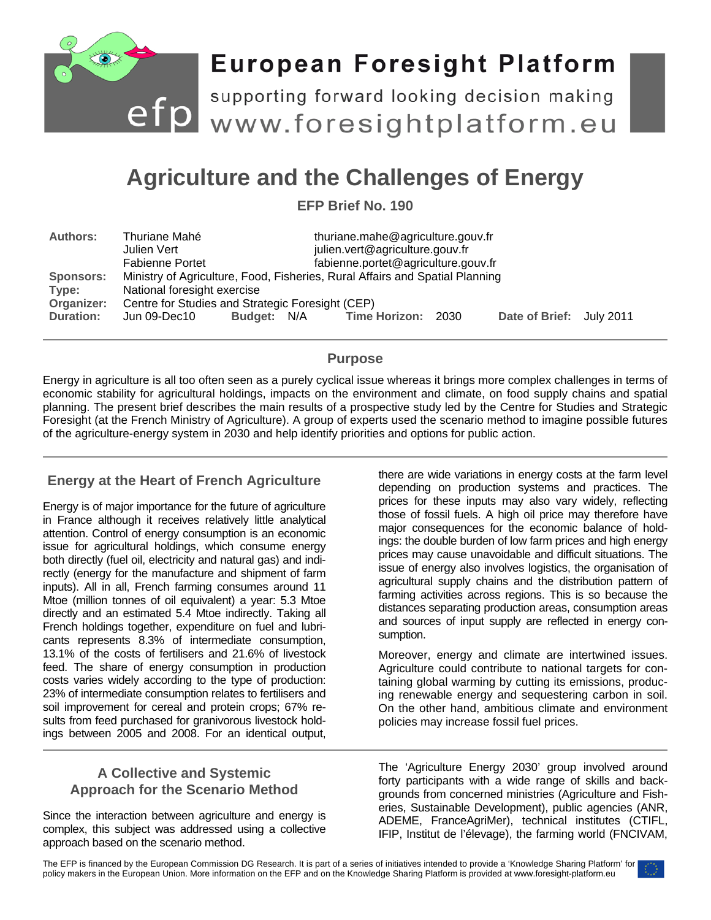# Agriculture and the Challenges of Energy

**EFP Brief No. 190**

**Authors:** Thuriane Mahé thuriane.mahe@agriculture.gouv.fr
Julien Vert julien.vert@agriculture.gouv.fr
Fabienne Portet fabienne.portet@agriculture.gouv.fr
**Sponsors:** Ministry of Agriculture, Food, Fisheries, Rural Affairs and Spatial Planning
**Type:** National foresight exercise
**Organizer:** Centre for Studies and Strategic Foresight (CEP)
**Duration:** Jun 09-Dec10 **Budget:** N/A **Time Horizon:** 2030 **Date of Brief:** July 2011

## Purpose

Energy in agriculture is all too often seen as a purely cyclical issue whereas it brings more complex challenges in terms of economic stability for agricultural holdings, impacts on the environment and climate, on food supply chains and spatial planning. The present brief describes the main results of a prospective study led by the Centre for Studies and Strategic Foresight (at the French Ministry of Agriculture). A group of experts used the scenario method to imagine possible futures of the agriculture-energy system in 2030 and help identify priorities and options for public action.

## Energy at the Heart of French Agriculture

Energy is of major importance for the future of agriculture in France although it receives relatively little analytical attention. Control of energy consumption is an economic issue for agricultural holdings, which consume energy both directly (fuel oil, electricity and natural gas) and indirectly (energy for the manufacture and shipment of farm inputs). All in all, French farming consumes around 11 Mtoe (million tonnes of oil equivalent) a year: 5.3 Mtoe directly and an estimated 5.4 Mtoe indirectly. Taking all French holdings together, expenditure on fuel and lubricants represents 8.3% of intermediate consumption, 13.1% of the costs of fertilisers and 21.6% of livestock feed. The share of energy consumption in production costs varies widely according to the type of production: 23% of intermediate consumption relates to fertilisers and soil improvement for cereal and protein crops; 67% results from feed purchased for granivorous livestock holdings between 2005 and 2008. For an identical output, there are wide variations in energy costs at the farm level depending on production systems and practices. The prices for these inputs may also vary widely, reflecting those of fossil fuels. A high oil price may therefore have major consequences for the economic balance of holdings: the double burden of low farm prices and high energy prices may cause unavoidable and difficult situations. The issue of energy also involves logistics, the organisation of agricultural supply chains and the distribution pattern of farming activities across regions. This is so because the distances separating production areas, consumption areas and sources of input supply are reflected in energy consumption.

Moreover, energy and climate are intertwined issues. Agriculture could contribute to national targets for containing global warming by cutting its emissions, producing renewable energy and sequestering carbon in soil. On the other hand, ambitious climate and environment policies may increase fossil fuel prices.

## A Collective and Systemic Approach for the Scenario Method

Since the interaction between agriculture and energy is complex, this subject was addressed using a collective approach based on the scenario method.

The 'Agriculture Energy 2030' group involved around forty participants with a wide range of skills and backgrounds from concerned ministries (Agriculture and Fisheries, Sustainable Development), public agencies (ANR, ADEME, FranceAgriMer), technical institutes (CTIFL, IFIP, Institut de l'élevage), the farming world (FNCIVAM,

The EFP is financed by the European Commission DG Research. It is part of a series of initiatives intended to provide a 'Knowledge Sharing Platform' for policy makers in the European Union. More information on the EFP and on the Knowledge Sharing Platform is provided at www.foresight-platform.eu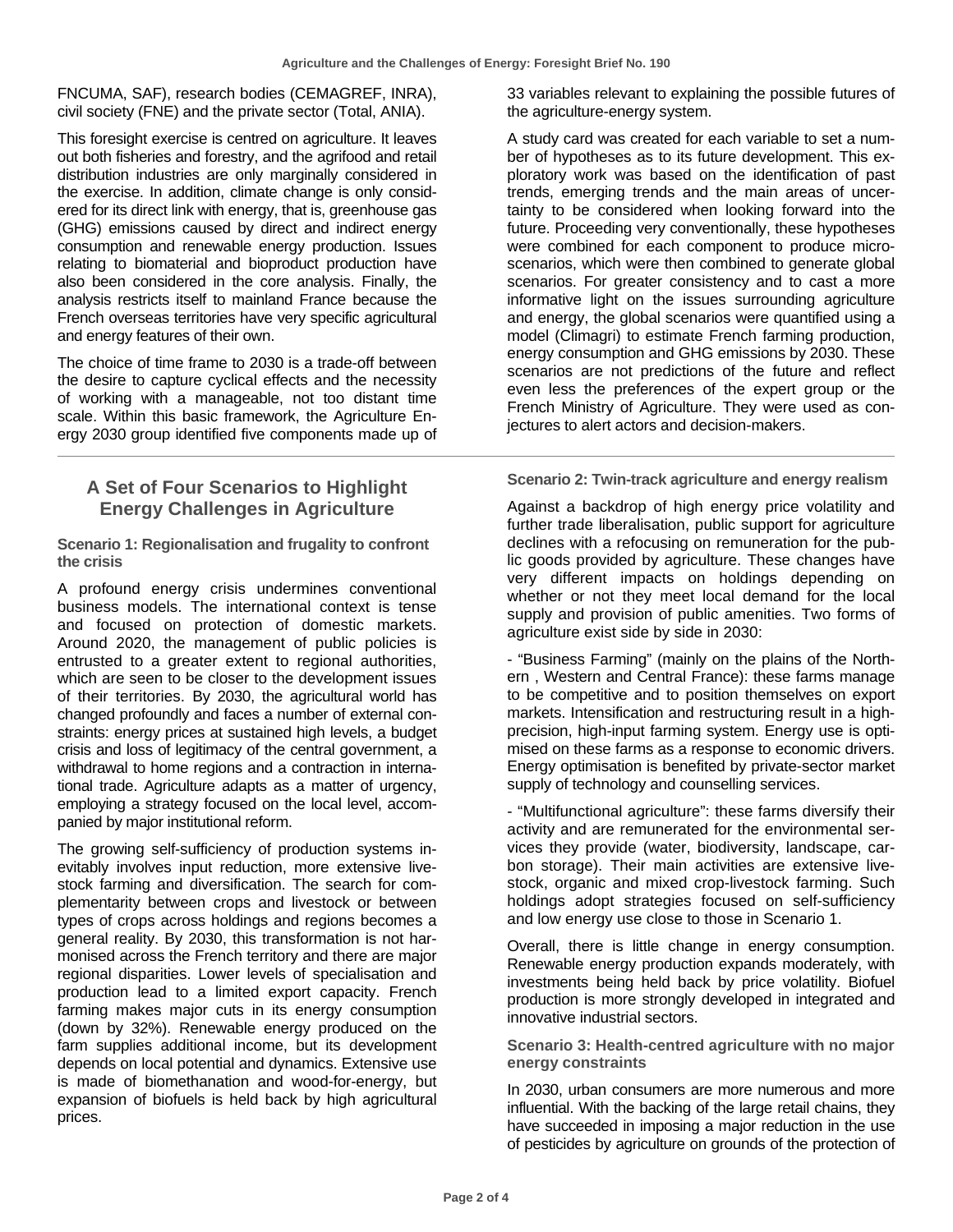FNCUMA, SAF), research bodies (CEMAGREF, INRA), civil society (FNE) and the private sector (Total, ANIA).

This foresight exercise is centred on agriculture. It leaves out both fisheries and forestry, and the agrifood and retail distribution industries are only marginally considered in the exercise. In addition, climate change is only considered for its direct link with energy, that is, greenhouse gas (GHG) emissions caused by direct and indirect energy consumption and renewable energy production. Issues relating to biomaterial and bioproduct production have also been considered in the core analysis. Finally, the analysis restricts itself to mainland France because the French overseas territories have very specific agricultural and energy features of their own.

The choice of time frame to 2030 is a trade-off between the desire to capture cyclical effects and the necessity of working with a manageable, not too distant time scale. Within this basic framework, the Agriculture Energy 2030 group identified five components made up of 33 variables relevant to explaining the possible futures of the agriculture-energy system.

A study card was created for each variable to set a number of hypotheses as to its future development. This exploratory work was based on the identification of past trends, emerging trends and the main areas of uncertainty to be considered when looking forward into the future. Proceeding very conventionally, these hypotheses were combined for each component to produce micro-scenarios, which were then combined to generate global scenarios. For greater consistency and to cast a more informative light on the issues surrounding agriculture and energy, the global scenarios were quantified using a model (Climagri) to estimate French farming production, energy consumption and GHG emissions by 2030. These scenarios are not predictions of the future and reflect even less the preferences of the expert group or the French Ministry of Agriculture. They were used as conjectures to alert actors and decision-makers.

## A Set of Four Scenarios to Highlight Energy Challenges in Agriculture

### Scenario 1: Regionalisation and frugality to confront the crisis

A profound energy crisis undermines conventional business models. The international context is tense and focused on protection of domestic markets. Around 2020, the management of public policies is entrusted to a greater extent to regional authorities, which are seen to be closer to the development issues of their territories. By 2030, the agricultural world has changed profoundly and faces a number of external constraints: energy prices at sustained high levels, a budget crisis and loss of legitimacy of the central government, a withdrawal to home regions and a contraction in international trade. Agriculture adapts as a matter of urgency, employing a strategy focused on the local level, accompanied by major institutional reform.

The growing self-sufficiency of production systems inevitably involves input reduction, more extensive livestock farming and diversification. The search for complementarity between crops and livestock or between types of crops across holdings and regions becomes a general reality. By 2030, this transformation is not harmonised across the French territory and there are major regional disparities. Lower levels of specialisation and production lead to a limited export capacity. French farming makes major cuts in its energy consumption (down by 32%). Renewable energy produced on the farm supplies additional income, but its development depends on local potential and dynamics. Extensive use is made of biomethanation and wood-for-energy, but expansion of biofuels is held back by high agricultural prices.

### Scenario 2: Twin-track agriculture and energy realism

Against a backdrop of high energy price volatility and further trade liberalisation, public support for agriculture declines with a refocusing on remuneration for the public goods provided by agriculture. These changes have very different impacts on holdings depending on whether or not they meet local demand for the local supply and provision of public amenities. Two forms of agriculture exist side by side in 2030:

- "Business Farming" (mainly on the plains of the Northern , Western and Central France): these farms manage to be competitive and to position themselves on export markets. Intensification and restructuring result in a high-precision, high-input farming system. Energy use is optimised on these farms as a response to economic drivers. Energy optimisation is benefited by private-sector market supply of technology and counselling services.

- "Multifunctional agriculture": these farms diversify their activity and are remunerated for the environmental services they provide (water, biodiversity, landscape, carbon storage). Their main activities are extensive livestock, organic and mixed crop-livestock farming. Such holdings adopt strategies focused on self-sufficiency and low energy use close to those in Scenario 1.

Overall, there is little change in energy consumption. Renewable energy production expands moderately, with investments being held back by price volatility. Biofuel production is more strongly developed in integrated and innovative industrial sectors.

### Scenario 3: Health-centred agriculture with no major energy constraints

In 2030, urban consumers are more numerous and more influential. With the backing of the large retail chains, they have succeeded in imposing a major reduction in the use of pesticides by agriculture on grounds of the protection of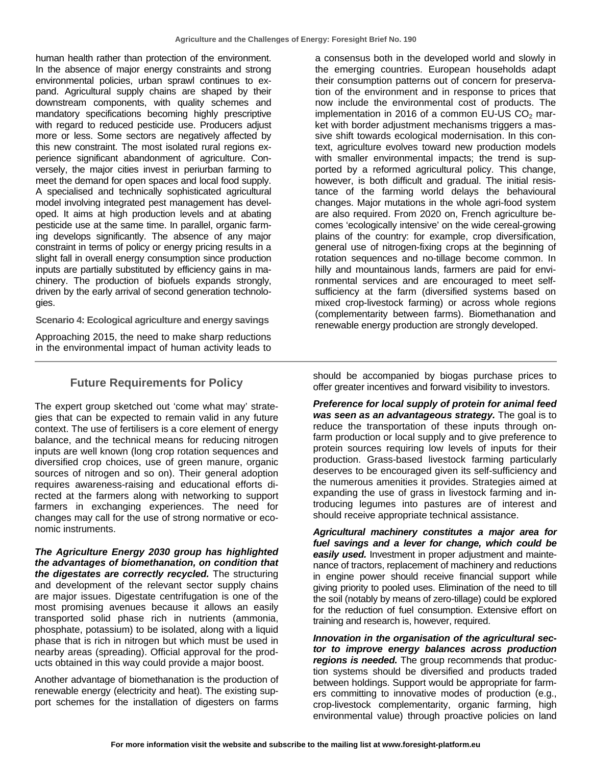human health rather than protection of the environment. In the absence of major energy constraints and strong environmental policies, urban sprawl continues to expand. Agricultural supply chains are shaped by their downstream components, with quality schemes and mandatory specifications becoming highly prescriptive with regard to reduced pesticide use. Producers adjust more or less. Some sectors are negatively affected by this new constraint. The most isolated rural regions experience significant abandonment of agriculture. Conversely, the major cities invest in periurban farming to meet the demand for open spaces and local food supply. A specialised and technically sophisticated agricultural model involving integrated pest management has developed. It aims at high production levels and at abating pesticide use at the same time. In parallel, organic farming develops significantly. The absence of any major constraint in terms of policy or energy pricing results in a slight fall in overall energy consumption since production inputs are partially substituted by efficiency gains in machinery. The production of biofuels expands strongly, driven by the early arrival of second generation technologies.

**Scenario 4: Ecological agriculture and energy savings**

Approaching 2015, the need to make sharp reductions in the environmental impact of human activity leads to a consensus both in the developed world and slowly in the emerging countries. European households adapt their consumption patterns out of concern for preservation of the environment and in response to prices that now include the environmental cost of products. The implementation in 2016 of a common EU-US $CO_2$ market with border adjustment mechanisms triggers a massive shift towards ecological modernisation. In this context, agriculture evolves toward new production models with smaller environmental impacts; the trend is supported by a reformed agricultural policy. This change, however, is both difficult and gradual. The initial resistance of the farming world delays the behavioural changes. Major mutations in the whole agri-food system are also required. From 2020 on, French agriculture becomes 'ecologically intensive' on the wide cereal-growing plains of the country: for example, crop diversification, general use of nitrogen-fixing crops at the beginning of rotation sequences and no-tillage become common. In hilly and mountainous lands, farmers are paid for environmental services and are encouraged to meet self-sufficiency at the farm (diversified systems based on mixed crop-livestock farming) or across whole regions (complementarity between farms). Biomethanation and renewable energy production are strongly developed.

## Future Requirements for Policy

The expert group sketched out 'come what may' strategies that can be expected to remain valid in any future context. The use of fertilisers is a core element of energy balance, and the technical means for reducing nitrogen inputs are well known (long crop rotation sequences and diversified crop choices, use of green manure, organic sources of nitrogen and so on). Their general adoption requires awareness-raising and educational efforts directed at the farmers along with networking to support farmers in exchanging experiences. The need for changes may call for the use of strong normative or economic instruments.

***The Agriculture Energy 2030 group has highlighted the advantages of biomethanation, on condition that the digestates are correctly recycled.*** The structuring and development of the relevant sector supply chains are major issues. Digestate centrifugation is one of the most promising avenues because it allows an easily transported solid phase rich in nutrients (ammonia, phosphate, potassium) to be isolated, along with a liquid phase that is rich in nitrogen but which must be used in nearby areas (spreading). Official approval for the products obtained in this way could provide a major boost.

Another advantage of biomethanation is the production of renewable energy (electricity and heat). The existing support schemes for the installation of digesters on farms should be accompanied by biogas purchase prices to offer greater incentives and forward visibility to investors.

***Preference for local supply of protein for animal feed was seen as an advantageous strategy.*** The goal is to reduce the transportation of these inputs through on-farm production or local supply and to give preference to protein sources requiring low levels of inputs for their production. Grass-based livestock farming particularly deserves to be encouraged given its self-sufficiency and the numerous amenities it provides. Strategies aimed at expanding the use of grass in livestock farming and introducing legumes into pastures are of interest and should receive appropriate technical assistance.

***Agricultural machinery constitutes a major area for fuel savings and a lever for change, which could be easily used.*** Investment in proper adjustment and maintenance of tractors, replacement of machinery and reductions in engine power should receive financial support while giving priority to pooled uses. Elimination of the need to till the soil (notably by means of zero-tillage) could be explored for the reduction of fuel consumption. Extensive effort on training and research is, however, required.

***Innovation in the organisation of the agricultural sector to improve energy balances across production regions is needed.*** The group recommends that production systems should be diversified and products traded between holdings. Support would be appropriate for farmers committing to innovative modes of production (e.g., crop-livestock complementarity, organic farming, high environmental value) through proactive policies on land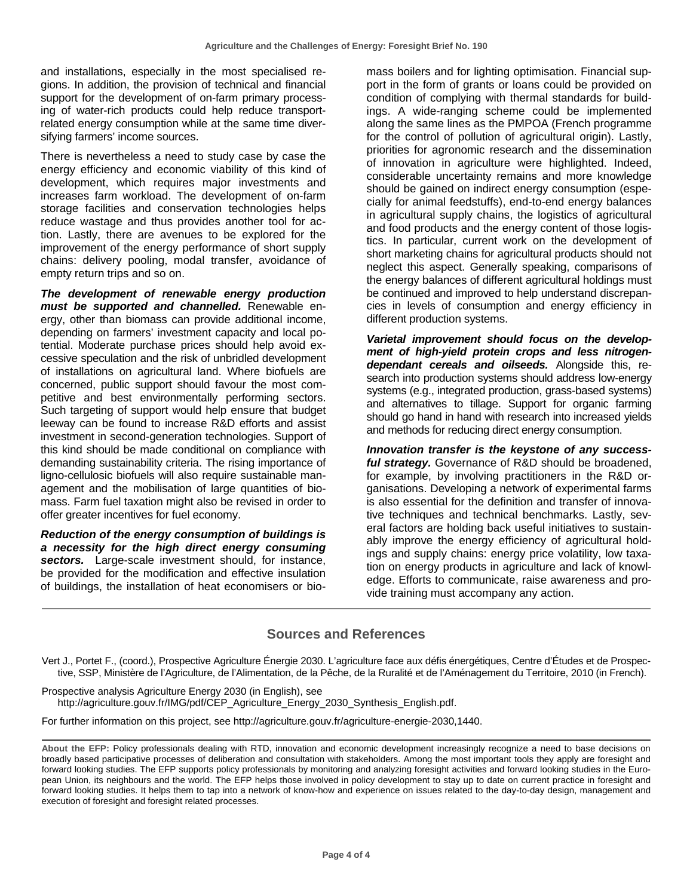and installations, especially in the most specialised regions. In addition, the provision of technical and financial support for the development of on-farm primary processing of water-rich products could help reduce transport-related energy consumption while at the same time diversifying farmers' income sources.

There is nevertheless a need to study case by case the energy efficiency and economic viability of this kind of development, which requires major investments and increases farm workload. The development of on-farm storage facilities and conservation technologies helps reduce wastage and thus provides another tool for action. Lastly, there are avenues to be explored for the improvement of the energy performance of short supply chains: delivery pooling, modal transfer, avoidance of empty return trips and so on.

***The development of renewable energy production must be supported and channelled.*** Renewable energy, other than biomass can provide additional income, depending on farmers' investment capacity and local potential. Moderate purchase prices should help avoid excessive speculation and the risk of unbridled development of installations on agricultural land. Where biofuels are concerned, public support should favour the most competitive and best environmentally performing sectors. Such targeting of support would help ensure that budget leeway can be found to increase R&D efforts and assist investment in second-generation technologies. Support of this kind should be made conditional on compliance with demanding sustainability criteria. The rising importance of ligno-cellulosic biofuels will also require sustainable management and the mobilisation of large quantities of biomass. Farm fuel taxation might also be revised in order to offer greater incentives for fuel economy.

***Reduction of the energy consumption of buildings is a necessity for the high direct energy consuming sectors.*** Large-scale investment should, for instance, be provided for the modification and effective insulation of buildings, the installation of heat economisers or biomass boilers and for lighting optimisation. Financial support in the form of grants or loans could be provided on condition of complying with thermal standards for buildings. A wide-ranging scheme could be implemented along the same lines as the PMPOA (French programme for the control of pollution of agricultural origin). Lastly, priorities for agronomic research and the dissemination of innovation in agriculture were highlighted. Indeed, considerable uncertainty remains and more knowledge should be gained on indirect energy consumption (especially for animal feedstuffs), end-to-end energy balances in agricultural supply chains, the logistics of agricultural and food products and the energy content of those logistics. In particular, current work on the development of short marketing chains for agricultural products should not neglect this aspect. Generally speaking, comparisons of the energy balances of different agricultural holdings must be continued and improved to help understand discrepancies in levels of consumption and energy efficiency in different production systems.

***Varietal improvement should focus on the development of high-yield protein crops and less nitrogen-dependant cereals and oilseeds.*** Alongside this, research into production systems should address low-energy systems (e.g., integrated production, grass-based systems) and alternatives to tillage. Support for organic farming should go hand in hand with research into increased yields and methods for reducing direct energy consumption.

***Innovation transfer is the keystone of any successful strategy.*** Governance of R&D should be broadened, for example, by involving practitioners in the R&D organisations. Developing a network of experimental farms is also essential for the definition and transfer of innovative techniques and technical benchmarks. Lastly, several factors are holding back useful initiatives to sustainably improve the energy efficiency of agricultural holdings and supply chains: energy price volatility, low taxation on energy products in agriculture and lack of knowledge. Efforts to communicate, raise awareness and provide training must accompany any action.

## Sources and References

Vert J., Portet F., (coord.), Prospective Agriculture Énergie 2030. L'agriculture face aux défis énergétiques, Centre d'Études et de Prospective, SSP, Ministère de l'Agriculture, de l'Alimentation, de la Pêche, de la Ruralité et de l'Aménagement du Territoire, 2010 (in French).

Prospective analysis Agriculture Energy 2030 (in English), see http://agriculture.gouv.fr/IMG/pdf/CEP_Agriculture_Energy_2030_Synthesis_English.pdf.

For further information on this project, see http://agriculture.gouv.fr/agriculture-energie-2030,1440.

**About the EFP:** Policy professionals dealing with RTD, innovation and economic development increasingly recognize a need to base decisions on broadly based participative processes of deliberation and consultation with stakeholders. Among the most important tools they apply are foresight and forward looking studies. The EFP supports policy professionals by monitoring and analyzing foresight activities and forward looking studies in the European Union, its neighbours and the world. The EFP helps those involved in policy development to stay up to date on current practice in foresight and forward looking studies. It helps them to tap into a network of know-how and experience on issues related to the day-to-day design, management and execution of foresight and foresight related processes.